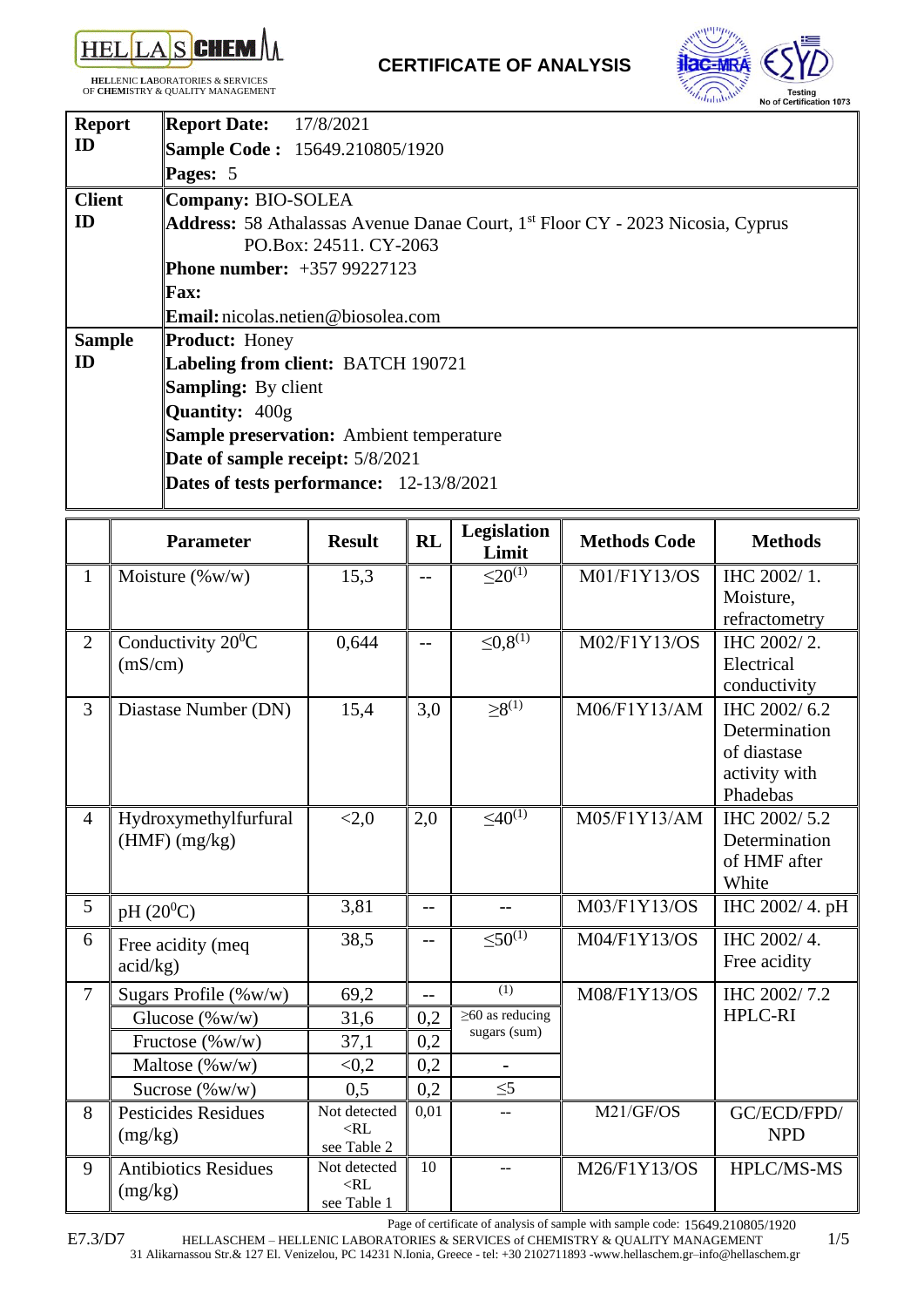**HELLAS CHEM**

**HEL**LENIC **LA**BORATORIES & **S**ERVICES OF **CHEM**ISTRY & QUALITY MANAGEMENT

# CERTIFICATE OF ANALYSIS

Testing No of Certification 1073

| | |
|---|---|
| **Report ID** | **Report Date:** 17/8/2021<br>**Sample Code :** 15649.210805/1920<br>**Pages:** 5 |
| **Client ID** | **Company:** BIO-SOLEA<br>**Address:** 58 Athalassas Avenue Danae Court, 1st Floor CY - 2023 Nicosia, Cyprus PO.Box: 24511. CY-2063<br>**Phone number:** +357 99227123<br>**Fax:**<br>**Email:** nicolas.netien@biosolea.com |
| **Sample ID** | **Product:** Honey<br>**Labeling from client:** BATCH 190721<br>**Sampling:** By client<br>**Quantity:** 400g<br>**Sample preservation:** Ambient temperature<br>**Date of sample receipt:** 5/8/2021<br>**Dates of tests performance:** 12-13/8/2021 |

| | Parameter | Result | RL | Legislation Limit | Methods Code | Methods |
|---|---|---|---|---|---|---|
| 1 | Moisture (%w/w) | 15,3 | -- | ≤20(1) | M01/F1Y13/OS | IHC 2002/ 1. Moisture, refractometry |
| 2 | Conductivity 20°C (mS/cm) | 0,644 | -- | ≤0,8(1) | M02/F1Y13/OS | IHC 2002/ 2. Electrical conductivity |
| 3 | Diastase Number (DN) | 15,4 | 3,0 | ≥8(1) | M06/F1Y13/AM | IHC 2002/ 6.2 Determination of diastase activity with Phadebas |
| 4 | Hydroxymethylfurfural (HMF) (mg/kg) | <2,0 | 2,0 | ≤40(1) | M05/F1Y13/AM | IHC 2002/ 5.2 Determination of HMF after White |
| 5 | pH (20°C) | 3,81 | -- | -- | M03/F1Y13/OS | IHC 2002/ 4. pH |
| 6 | Free acidity (meq acid/kg) | 38,5 | -- | ≤50(1) | M04/F1Y13/OS | IHC 2002/ 4. Free acidity |
| 7 | Sugars Profile (%w/w) | 69,2 | -- | (1) | M08/F1Y13/OS | IHC 2002/ 7.2 HPLC-RI |
| | Glucose (%w/w) | 31,6 | 0,2 | ≥60 as reducing sugars (sum) | | |
| | Fructose (%w/w) | 37,1 | 0,2 | | | |
| | Maltose (%w/w) | <0,2 | 0,2 | - | | |
| | Sucrose (%w/w) | 0,5 | 0,2 | ≤5 | | |
| 8 | Pesticides Residues (mg/kg) | Not detected <RL see Table 2 | 0,01 | -- | M21/GF/OS | GC/ECD/FPD/NPD |
| 9 | Antibiotics Residues (mg/kg) | Not detected <RL see Table 1 | 10 | -- | M26/F1Y13/OS | HPLC/MS-MS |

Page of certificate of analysis of sample with sample code: 15649.210805/1920

E7.3/D7 HELLASCHEM – HELLENIC LABORATORIES & SERVICES of CHEMISTRY & QUALITY MANAGEMENT
31 Alikarnassou Str.& 127 El. Venizelou, PC 14231 N.Ionia, Greece - tel: +30 2102711893 -www.hellaschem.gr–info@hellaschem.gr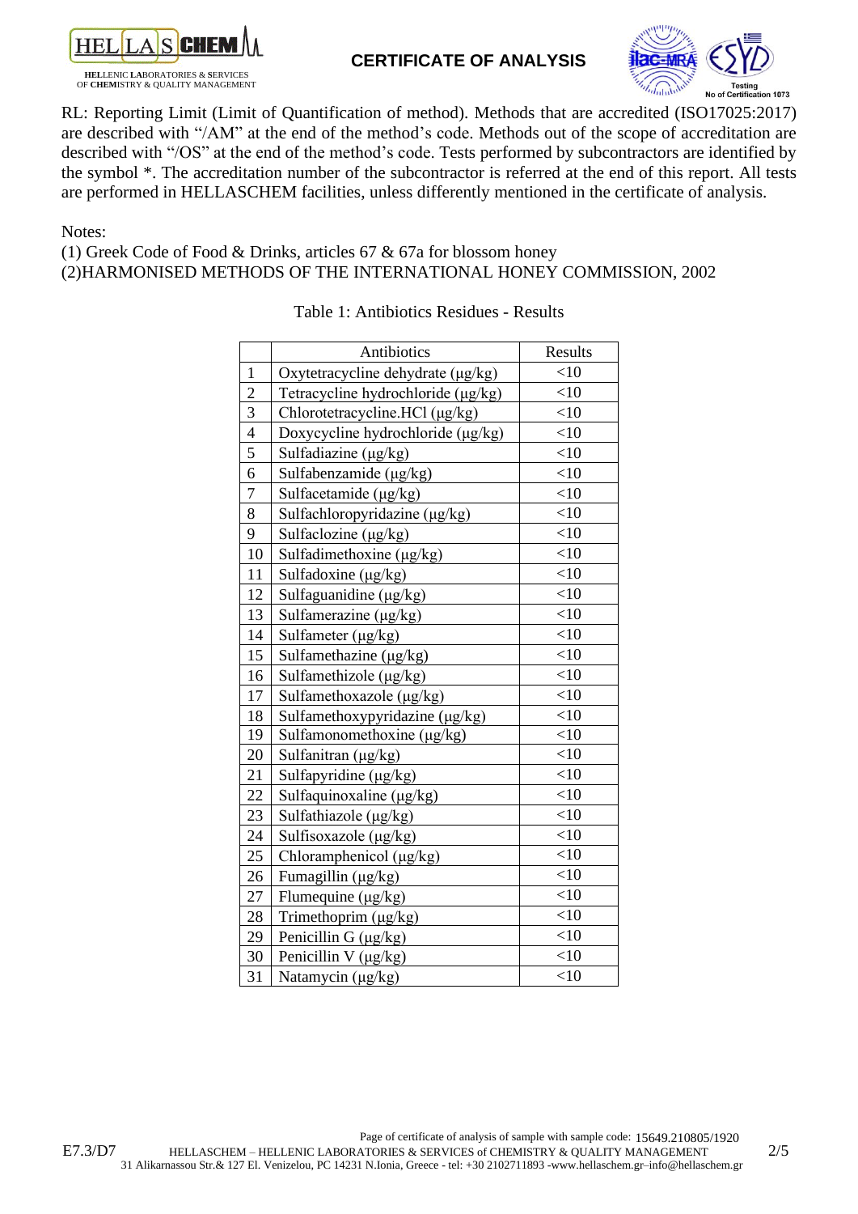RL: Reporting Limit (Limit of Quantification of method). Methods that are accredited (ISO17025:2017) are described with "/AM" at the end of the method's code. Methods out of the scope of accreditation are described with "/OS" at the end of the method's code. Tests performed by subcontractors are identified by the symbol *. The accreditation number of the subcontractor is referred at the end of this report. All tests are performed in HELLASCHEM facilities, unless differently mentioned in the certificate of analysis.

Notes:
(1) Greek Code of Food & Drinks, articles 67 & 67a for blossom honey
(2)HARMONISED METHODS OF THE INTERNATIONAL HONEY COMMISSION, 2002

Table 1: Antibiotics Residues - Results

| | Antibiotics | Results |
|---|---|---|
| 1 | Oxytetracycline dehydrate (μg/kg) | <10 |
| 2 | Tetracycline hydrochloride (μg/kg) | <10 |
| 3 | Chlorotetracycline.HCl (μg/kg) | <10 |
| 4 | Doxycycline hydrochloride (μg/kg) | <10 |
| 5 | Sulfadiazine (μg/kg) | <10 |
| 6 | Sulfabenzamide (μg/kg) | <10 |
| 7 | Sulfacetamide (μg/kg) | <10 |
| 8 | Sulfachloropyridazine (μg/kg) | <10 |
| 9 | Sulfaclozine (μg/kg) | <10 |
| 10 | Sulfadimethoxine (μg/kg) | <10 |
| 11 | Sulfadoxine (μg/kg) | <10 |
| 12 | Sulfaguanidine (μg/kg) | <10 |
| 13 | Sulfamerazine (μg/kg) | <10 |
| 14 | Sulfameter (μg/kg) | <10 |
| 15 | Sulfamethazine (μg/kg) | <10 |
| 16 | Sulfamethizole (μg/kg) | <10 |
| 17 | Sulfamethoxazole (μg/kg) | <10 |
| 18 | Sulfamethoxypyridazine (μg/kg) | <10 |
| 19 | Sulfamonomethoxine (μg/kg) | <10 |
| 20 | Sulfanitran (μg/kg) | <10 |
| 21 | Sulfapyridine (μg/kg) | <10 |
| 22 | Sulfaquinoxaline (μg/kg) | <10 |
| 23 | Sulfathiazole (μg/kg) | <10 |
| 24 | Sulfisoxazole (μg/kg) | <10 |
| 25 | Chloramphenicol (μg/kg) | <10 |
| 26 | Fumagillin (μg/kg) | <10 |
| 27 | Flumequine (μg/kg) | <10 |
| 28 | Trimethoprim (μg/kg) | <10 |
| 29 | Penicillin G (μg/kg) | <10 |
| 30 | Penicillin V (μg/kg) | <10 |
| 31 | Natamycin (μg/kg) | <10 |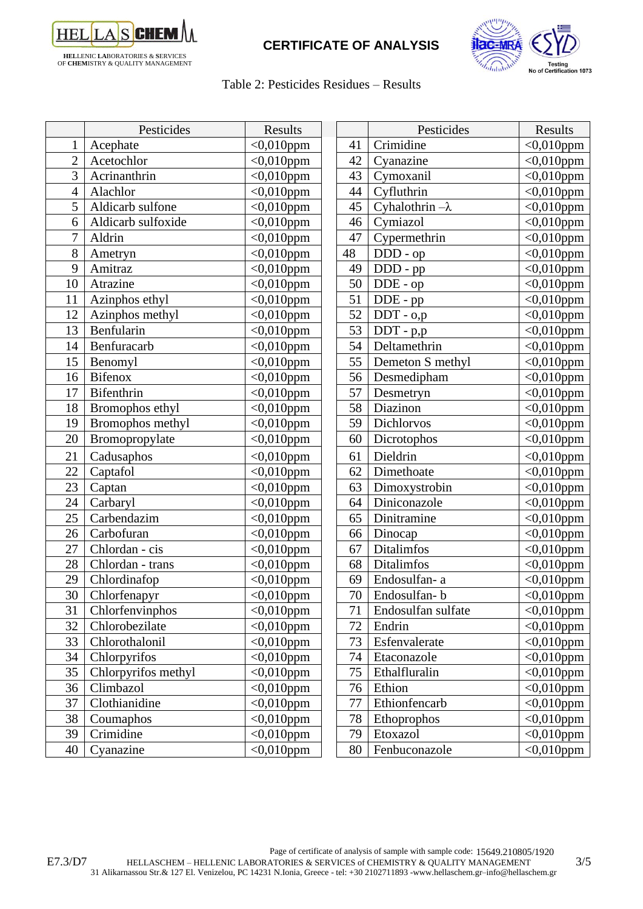**HELLASCHEM** — HELLENIC LABORATORIES & SERVICES OF CHEMISTRY & QUALITY MANAGEMENT

**CERTIFICATE OF ANALYSIS**

Testing No of Certification 1073

Table 2: Pesticides Residues – Results

| | Pesticides | Results | | Pesticides | Results |
|---|---|---|---|---|---|
| 1 | Acephate | <0,010ppm | 41 | Crimidine | <0,010ppm |
| 2 | Acetochlor | <0,010ppm | 42 | Cyanazine | <0,010ppm |
| 3 | Acrinanthrin | <0,010ppm | 43 | Cymoxanil | <0,010ppm |
| 4 | Alachlor | <0,010ppm | 44 | Cyfluthrin | <0,010ppm |
| 5 | Aldicarb sulfone | <0,010ppm | 45 | Cyhalothrin –λ | <0,010ppm |
| 6 | Aldicarb sulfoxide | <0,010ppm | 46 | Cymiazol | <0,010ppm |
| 7 | Aldrin | <0,010ppm | 47 | Cypermethrin | <0,010ppm |
| 8 | Ametryn | <0,010ppm | 48 | DDD - op | <0,010ppm |
| 9 | Amitraz | <0,010ppm | 49 | DDD - pp | <0,010ppm |
| 10 | Atrazine | <0,010ppm | 50 | DDE - op | <0,010ppm |
| 11 | Azinphos ethyl | <0,010ppm | 51 | DDE - pp | <0,010ppm |
| 12 | Azinphos methyl | <0,010ppm | 52 | DDT - o,p | <0,010ppm |
| 13 | Benfularin | <0,010ppm | 53 | DDT - p,p | <0,010ppm |
| 14 | Benfuracarb | <0,010ppm | 54 | Deltamethrin | <0,010ppm |
| 15 | Benomyl | <0,010ppm | 55 | Demeton S methyl | <0,010ppm |
| 16 | Bifenox | <0,010ppm | 56 | Desmedipham | <0,010ppm |
| 17 | Bifenthrin | <0,010ppm | 57 | Desmetryn | <0,010ppm |
| 18 | Bromophos ethyl | <0,010ppm | 58 | Diazinon | <0,010ppm |
| 19 | Bromophos methyl | <0,010ppm | 59 | Dichlorvos | <0,010ppm |
| 20 | Bromopropylate | <0,010ppm | 60 | Dicrotophos | <0,010ppm |
| 21 | Cadusaphos | <0,010ppm | 61 | Dieldrin | <0,010ppm |
| 22 | Captafol | <0,010ppm | 62 | Dimethoate | <0,010ppm |
| 23 | Captan | <0,010ppm | 63 | Dimoxystrobin | <0,010ppm |
| 24 | Carbaryl | <0,010ppm | 64 | Diniconazole | <0,010ppm |
| 25 | Carbendazim | <0,010ppm | 65 | Dinitramine | <0,010ppm |
| 26 | Carbofuran | <0,010ppm | 66 | Dinocap | <0,010ppm |
| 27 | Chlordan - cis | <0,010ppm | 67 | Ditalimfos | <0,010ppm |
| 28 | Chlordan - trans | <0,010ppm | 68 | Ditalimfos | <0,010ppm |
| 29 | Chlordinafop | <0,010ppm | 69 | Endosulfan- a | <0,010ppm |
| 30 | Chlorfenapyr | <0,010ppm | 70 | Endosulfan- b | <0,010ppm |
| 31 | Chlorfenvinphos | <0,010ppm | 71 | Endosulfan sulfate | <0,010ppm |
| 32 | Chlorobezilate | <0,010ppm | 72 | Endrin | <0,010ppm |
| 33 | Chlorothalonil | <0,010ppm | 73 | Esfenvalerate | <0,010ppm |
| 34 | Chlorpyrifos | <0,010ppm | 74 | Etaconazole | <0,010ppm |
| 35 | Chlorpyrifos methyl | <0,010ppm | 75 | Ethalfluralin | <0,010ppm |
| 36 | Climbazol | <0,010ppm | 76 | Ethion | <0,010ppm |
| 37 | Clothianidine | <0,010ppm | 77 | Ethionfencarb | <0,010ppm |
| 38 | Coumaphos | <0,010ppm | 78 | Ethoprophos | <0,010ppm |
| 39 | Crimidine | <0,010ppm | 79 | Etoxazol | <0,010ppm |
| 40 | Cyanazine | <0,010ppm | 80 | Fenbuconazole | <0,010ppm |

E7.3/D7 — Page of certificate of analysis of sample with sample code: 15649.210805/1920
HELLASCHEM – HELLENIC LABORATORIES & SERVICES of CHEMISTRY & QUALITY MANAGEMENT
31 Alikarnassou Str.& 127 El. Venizelou, PC 14231 N.Ionia, Greece - tel: +30 2102711893 -www.hellaschem.gr–info@hellaschem.gr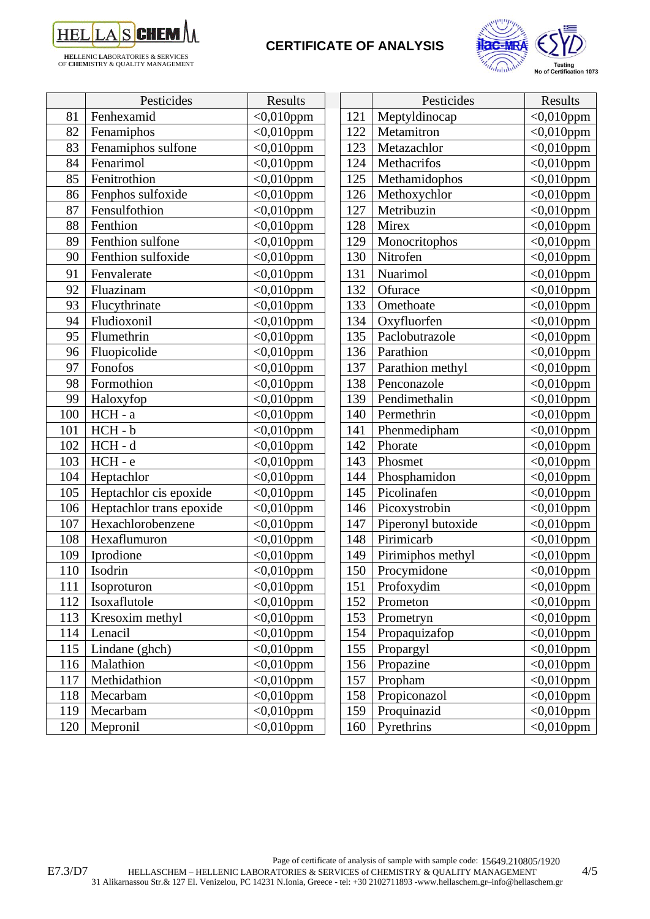# CERTIFICATE OF ANALYSIS

|  | Pesticides | Results |
|---|---|---|
| 81 | Fenhexamid | <0,010ppm |
| 82 | Fenamiphos | <0,010ppm |
| 83 | Fenamiphos sulfone | <0,010ppm |
| 84 | Fenarimol | <0,010ppm |
| 85 | Fenitrothion | <0,010ppm |
| 86 | Fenphos sulfoxide | <0,010ppm |
| 87 | Fensulfothion | <0,010ppm |
| 88 | Fenthion | <0,010ppm |
| 89 | Fenthion sulfone | <0,010ppm |
| 90 | Fenthion sulfoxide | <0,010ppm |
| 91 | Fenvalerate | <0,010ppm |
| 92 | Fluazinam | <0,010ppm |
| 93 | Flucythrinate | <0,010ppm |
| 94 | Fludioxonil | <0,010ppm |
| 95 | Flumethrin | <0,010ppm |
| 96 | Fluopicolide | <0,010ppm |
| 97 | Fonofos | <0,010ppm |
| 98 | Formothion | <0,010ppm |
| 99 | Haloxyfop | <0,010ppm |
| 100 | HCH - a | <0,010ppm |
| 101 | HCH - b | <0,010ppm |
| 102 | HCH - d | <0,010ppm |
| 103 | HCH - e | <0,010ppm |
| 104 | Heptachlor | <0,010ppm |
| 105 | Heptachlor cis epoxide | <0,010ppm |
| 106 | Heptachlor trans epoxide | <0,010ppm |
| 107 | Hexachlorobenzene | <0,010ppm |
| 108 | Hexaflumuron | <0,010ppm |
| 109 | Iprodione | <0,010ppm |
| 110 | Isodrin | <0,010ppm |
| 111 | Isoproturon | <0,010ppm |
| 112 | Isoxaflutole | <0,010ppm |
| 113 | Kresoxim methyl | <0,010ppm |
| 114 | Lenacil | <0,010ppm |
| 115 | Lindane (ghch) | <0,010ppm |
| 116 | Malathion | <0,010ppm |
| 117 | Methidathion | <0,010ppm |
| 118 | Mecarbam | <0,010ppm |
| 119 | Mecarbam | <0,010ppm |
| 120 | Mepronil | <0,010ppm |
| 121 | Meptyldinocap | <0,010ppm |
| 122 | Metamitron | <0,010ppm |
| 123 | Metazachlor | <0,010ppm |
| 124 | Methacrifos | <0,010ppm |
| 125 | Methamidophos | <0,010ppm |
| 126 | Methoxychlor | <0,010ppm |
| 127 | Metribuzin | <0,010ppm |
| 128 | Mirex | <0,010ppm |
| 129 | Monocritophos | <0,010ppm |
| 130 | Nitrofen | <0,010ppm |
| 131 | Nuarimol | <0,010ppm |
| 132 | Ofurace | <0,010ppm |
| 133 | Omethoate | <0,010ppm |
| 134 | Oxyfluorfen | <0,010ppm |
| 135 | Paclobutrazole | <0,010ppm |
| 136 | Parathion | <0,010ppm |
| 137 | Parathion methyl | <0,010ppm |
| 138 | Penconazole | <0,010ppm |
| 139 | Pendimethalin | <0,010ppm |
| 140 | Permethrin | <0,010ppm |
| 141 | Phenmedipham | <0,010ppm |
| 142 | Phorate | <0,010ppm |
| 143 | Phosmet | <0,010ppm |
| 144 | Phosphamidon | <0,010ppm |
| 145 | Picolinafen | <0,010ppm |
| 146 | Picoxystrobin | <0,010ppm |
| 147 | Piperonyl butoxide | <0,010ppm |
| 148 | Pirimicarb | <0,010ppm |
| 149 | Pirimiphos methyl | <0,010ppm |
| 150 | Procymidone | <0,010ppm |
| 151 | Profoxydim | <0,010ppm |
| 152 | Prometon | <0,010ppm |
| 153 | Prometryn | <0,010ppm |
| 154 | Propaquizafop | <0,010ppm |
| 155 | Propargyl | <0,010ppm |
| 156 | Propazine | <0,010ppm |
| 157 | Propham | <0,010ppm |
| 158 | Propiconazol | <0,010ppm |
| 159 | Proquinazid | <0,010ppm |
| 160 | Pyrethrins | <0,010ppm |

Page of certificate of analysis of sample with sample code: 15649.210805/1920

E7.3/D7 HELLASCHEM – HELLENIC LABORATORIES & SERVICES of CHEMISTRY & QUALITY MANAGEMENT
31 Alikarnassou Str.& 127 El. Venizelou, PC 14231 N.Ionia, Greece - tel: +30 2102711893 -www.hellaschem.gr–info@hellaschem.gr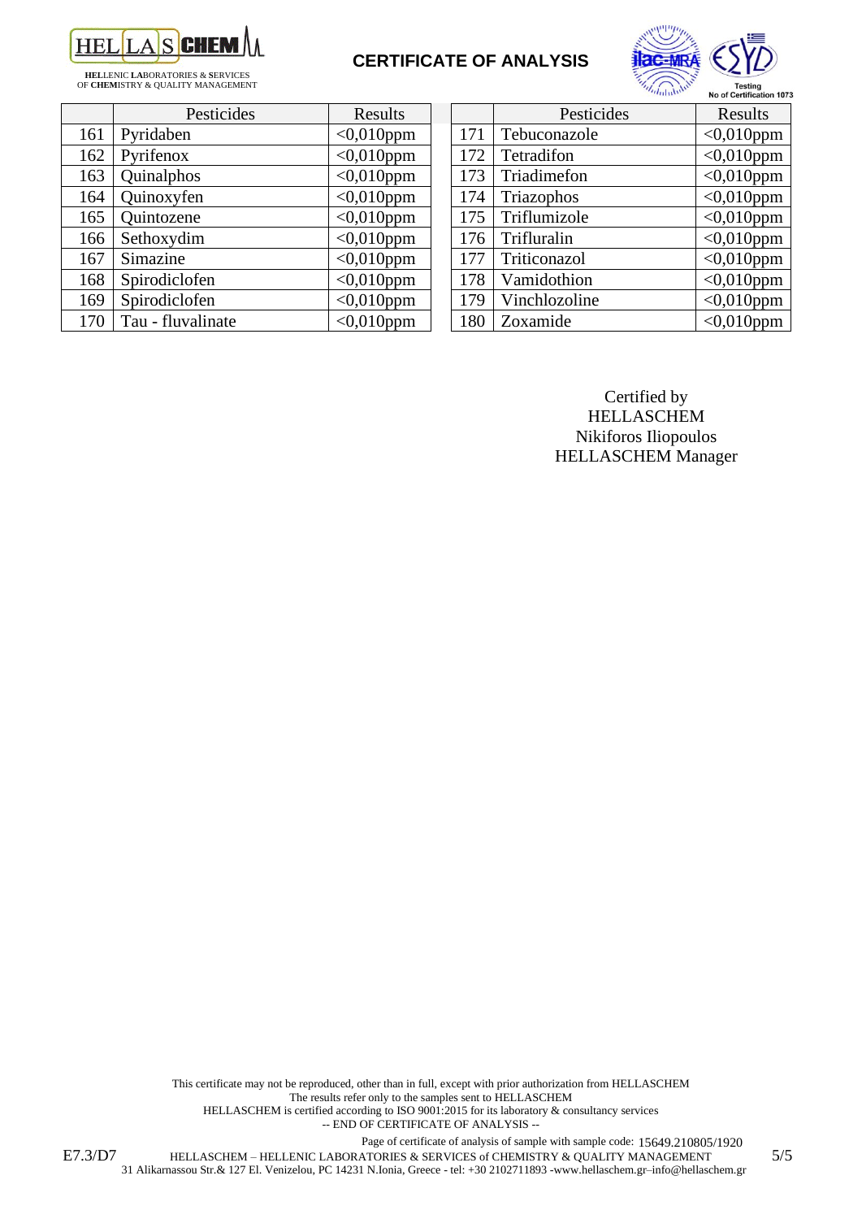HELLASCHEM
HELLENIC LABORATORIES & SERVICES OF CHEMISTRY & QUALITY MANAGEMENT

## CERTIFICATE OF ANALYSIS

Testing
No of Certification 1073

| | Pesticides | Results | | Pesticides | Results |
|---|---|---|---|---|---|
| 161 | Pyridaben | <0,010ppm | 171 | Tebuconazole | <0,010ppm |
| 162 | Pyrifenox | <0,010ppm | 172 | Tetradifon | <0,010ppm |
| 163 | Quinalphos | <0,010ppm | 173 | Triadimefon | <0,010ppm |
| 164 | Quinoxyfen | <0,010ppm | 174 | Triazophos | <0,010ppm |
| 165 | Quintozene | <0,010ppm | 175 | Triflumizole | <0,010ppm |
| 166 | Sethoxydim | <0,010ppm | 176 | Trifluralin | <0,010ppm |
| 167 | Simazine | <0,010ppm | 177 | Triticonazol | <0,010ppm |
| 168 | Spirodiclofen | <0,010ppm | 178 | Vamidothion | <0,010ppm |
| 169 | Spirodiclofen | <0,010ppm | 179 | Vinchlozoline | <0,010ppm |
| 170 | Tau - fluvalinate | <0,010ppm | 180 | Zoxamide | <0,010ppm |

Certified by
HELLASCHEM
Nikiforos Iliopoulos
HELLASCHEM Manager

This certificate may not be reproduced, other than in full, except with prior authorization from HELLASCHEM
The results refer only to the samples sent to HELLASCHEM
HELLASCHEM is certified according to ISO 9001:2015 for its laboratory & consultancy services
-- END OF CERTIFICATE OF ANALYSIS --

Page of certificate of analysis of sample with sample code: 15649.210805/1920

E7.3/D7 HELLASCHEM – HELLENIC LABORATORIES & SERVICES of CHEMISTRY & QUALITY MANAGEMENT
31 Alikarnassou Str.& 127 El. Venizelou, PC 14231 N.Ionia, Greece - tel: +30 2102711893 -www.hellaschem.gr–info@hellaschem.gr